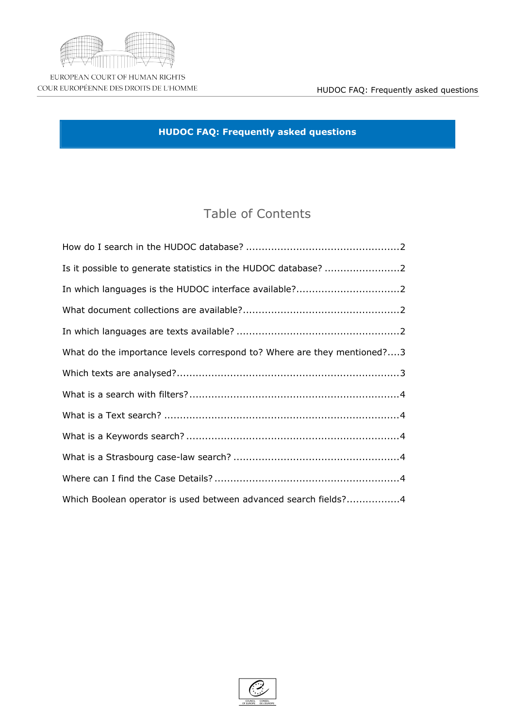EUROPEAN COURT OF HUMAN RIGHTS
COUR EUROPÉENNE DES DROITS DE L'HOMME

# HUDOC FAQ: Frequently asked questions

## Table of Contents

How do I search in the HUDOC database? ................................................2

Is it possible to generate statistics in the HUDOC database? ........................2

In which languages is the HUDOC interface available?................................2

What document collections are available?.................................................2

In which languages are texts available? ...................................................2

What do the importance levels correspond to? Where are they mentioned?....3

Which texts are analysed?......................................................................3

What is a search with filters?..................................................................4

What is a Text search? .........................................................................4

What is a Keywords search? ...................................................................4

What is a Strasbourg case-law search? ....................................................4

Where can I find the Case Details? ..........................................................4

Which Boolean operator is used between advanced search fields?................4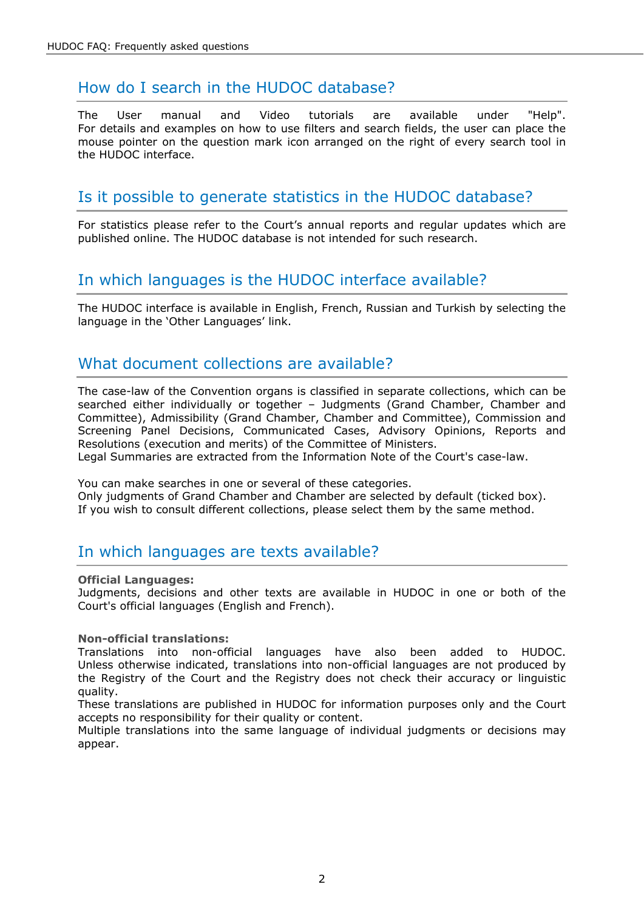## How do I search in the HUDOC database?

The User manual and Video tutorials are available under "Help". For details and examples on how to use filters and search fields, the user can place the mouse pointer on the question mark icon arranged on the right of every search tool in the HUDOC interface.

## Is it possible to generate statistics in the HUDOC database?

For statistics please refer to the Court's annual reports and regular updates which are published online. The HUDOC database is not intended for such research.

## In which languages is the HUDOC interface available?

The HUDOC interface is available in English, French, Russian and Turkish by selecting the language in the 'Other Languages' link.

## What document collections are available?

The case-law of the Convention organs is classified in separate collections, which can be searched either individually or together – Judgments (Grand Chamber, Chamber and Committee), Admissibility (Grand Chamber, Chamber and Committee), Commission and Screening Panel Decisions, Communicated Cases, Advisory Opinions, Reports and Resolutions (execution and merits) of the Committee of Ministers.
Legal Summaries are extracted from the Information Note of the Court's case-law.

You can make searches in one or several of these categories.
Only judgments of Grand Chamber and Chamber are selected by default (ticked box).
If you wish to consult different collections, please select them by the same method.

## In which languages are texts available?

**Official Languages:**
Judgments, decisions and other texts are available in HUDOC in one or both of the Court's official languages (English and French).

**Non-official translations:**
Translations into non-official languages have also been added to HUDOC. Unless otherwise indicated, translations into non-official languages are not produced by the Registry of the Court and the Registry does not check their accuracy or linguistic quality.
These translations are published in HUDOC for information purposes only and the Court accepts no responsibility for their quality or content.
Multiple translations into the same language of individual judgments or decisions may appear.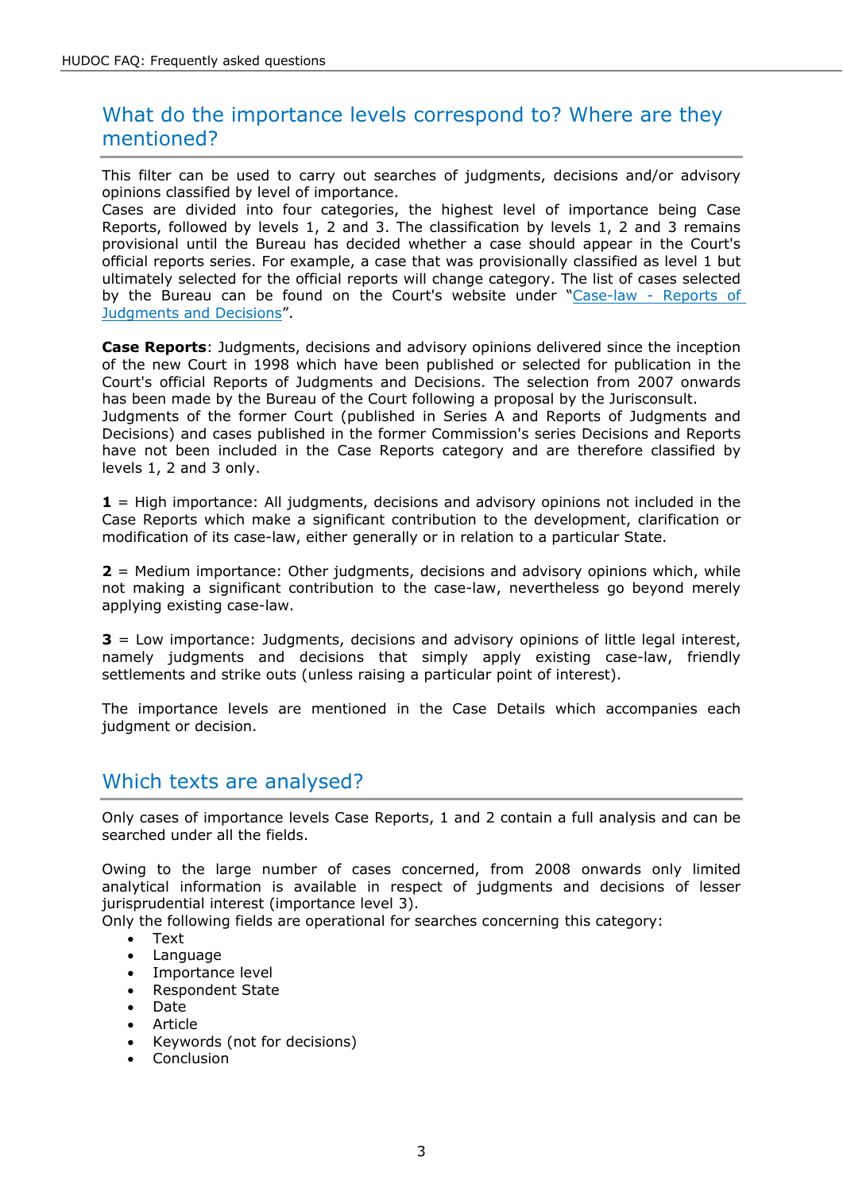## What do the importance levels correspond to? Where are they mentioned?

This filter can be used to carry out searches of judgments, decisions and/or advisory opinions classified by level of importance.
Cases are divided into four categories, the highest level of importance being Case Reports, followed by levels 1, 2 and 3. The classification by levels 1, 2 and 3 remains provisional until the Bureau has decided whether a case should appear in the Court's official reports series. For example, a case that was provisionally classified as level 1 but ultimately selected for the official reports will change category. The list of cases selected by the Bureau can be found on the Court's website under "[Case-law - Reports of Judgments and Decisions]".

**Case Reports**: Judgments, decisions and advisory opinions delivered since the inception of the new Court in 1998 which have been published or selected for publication in the Court's official Reports of Judgments and Decisions. The selection from 2007 onwards has been made by the Bureau of the Court following a proposal by the Jurisconsult.
Judgments of the former Court (published in Series A and Reports of Judgments and Decisions) and cases published in the former Commission's series Decisions and Reports have not been included in the Case Reports category and are therefore classified by levels 1, 2 and 3 only.

**1** = High importance: All judgments, decisions and advisory opinions not included in the Case Reports which make a significant contribution to the development, clarification or modification of its case-law, either generally or in relation to a particular State.

**2** = Medium importance: Other judgments, decisions and advisory opinions which, while not making a significant contribution to the case-law, nevertheless go beyond merely applying existing case-law.

**3** = Low importance: Judgments, decisions and advisory opinions of little legal interest, namely judgments and decisions that simply apply existing case-law, friendly settlements and strike outs (unless raising a particular point of interest).

The importance levels are mentioned in the Case Details which accompanies each judgment or decision.

## Which texts are analysed?

Only cases of importance levels Case Reports, 1 and 2 contain a full analysis and can be searched under all the fields.

Owing to the large number of cases concerned, from 2008 onwards only limited analytical information is available in respect of judgments and decisions of lesser jurisprudential interest (importance level 3).
Only the following fields are operational for searches concerning this category:

- Text
- Language
- Importance level
- Respondent State
- Date
- Article
- Keywords (not for decisions)
- Conclusion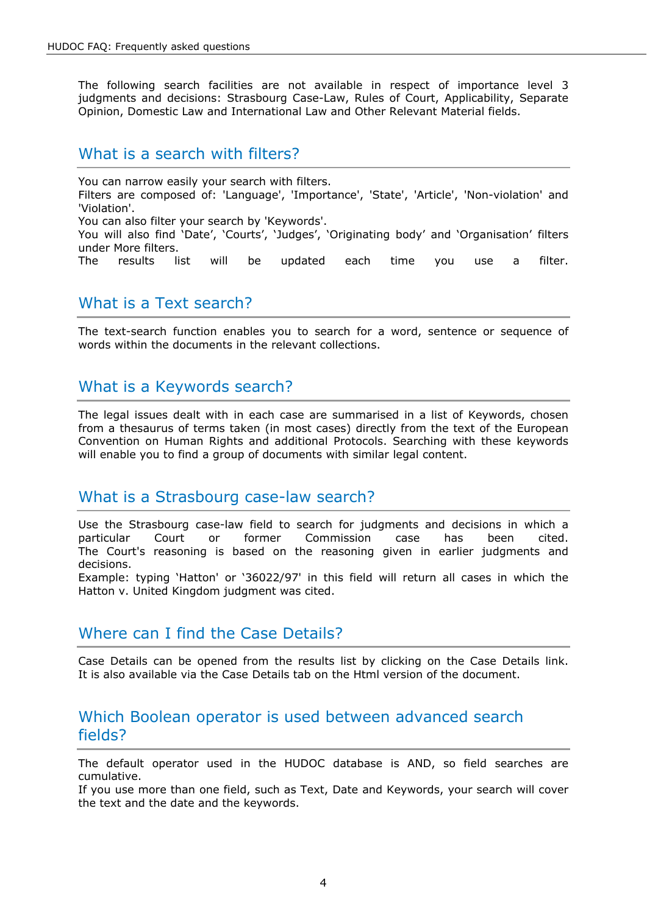The following search facilities are not available in respect of importance level 3 judgments and decisions: Strasbourg Case-Law, Rules of Court, Applicability, Separate Opinion, Domestic Law and International Law and Other Relevant Material fields.

## What is a search with filters?

You can narrow easily your search with filters.
Filters are composed of: 'Language', 'Importance', 'State', 'Article', 'Non-violation' and 'Violation'.
You can also filter your search by 'Keywords'.
You will also find ‘Date’, ‘Courts’, ‘Judges’, ‘Originating body’ and ‘Organisation’ filters under More filters.
The results list will be updated each time you use a filter.

## What is a Text search?

The text-search function enables you to search for a word, sentence or sequence of words within the documents in the relevant collections.

## What is a Keywords search?

The legal issues dealt with in each case are summarised in a list of Keywords, chosen from a thesaurus of terms taken (in most cases) directly from the text of the European Convention on Human Rights and additional Protocols. Searching with these keywords will enable you to find a group of documents with similar legal content.

## What is a Strasbourg case-law search?

Use the Strasbourg case-law field to search for judgments and decisions in which a particular Court or former Commission case has been cited.
The Court's reasoning is based on the reasoning given in earlier judgments and decisions.
Example: typing ‘Hatton' or ‘36022/97' in this field will return all cases in which the Hatton v. United Kingdom judgment was cited.

## Where can I find the Case Details?

Case Details can be opened from the results list by clicking on the Case Details link.
It is also available via the Case Details tab on the Html version of the document.

## Which Boolean operator is used between advanced search fields?

The default operator used in the HUDOC database is AND, so field searches are cumulative.
If you use more than one field, such as Text, Date and Keywords, your search will cover the text and the date and the keywords.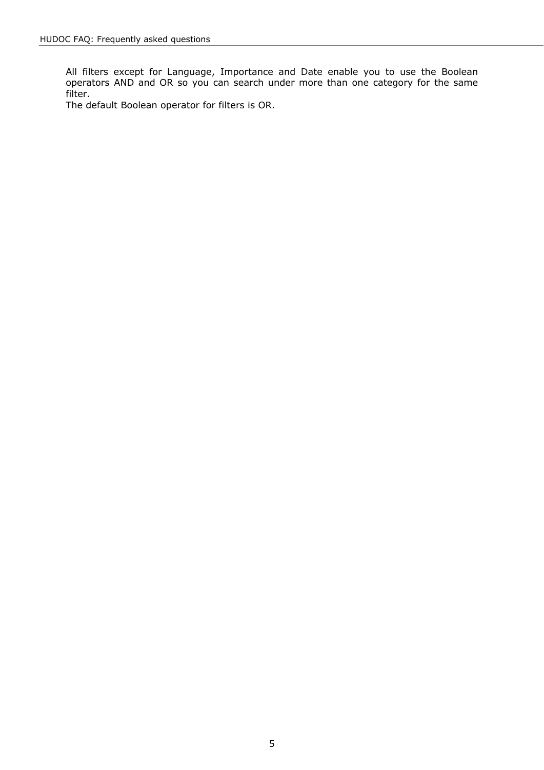All filters except for Language, Importance and Date enable you to use the Boolean operators AND and OR so you can search under more than one category for the same filter.
The default Boolean operator for filters is OR.